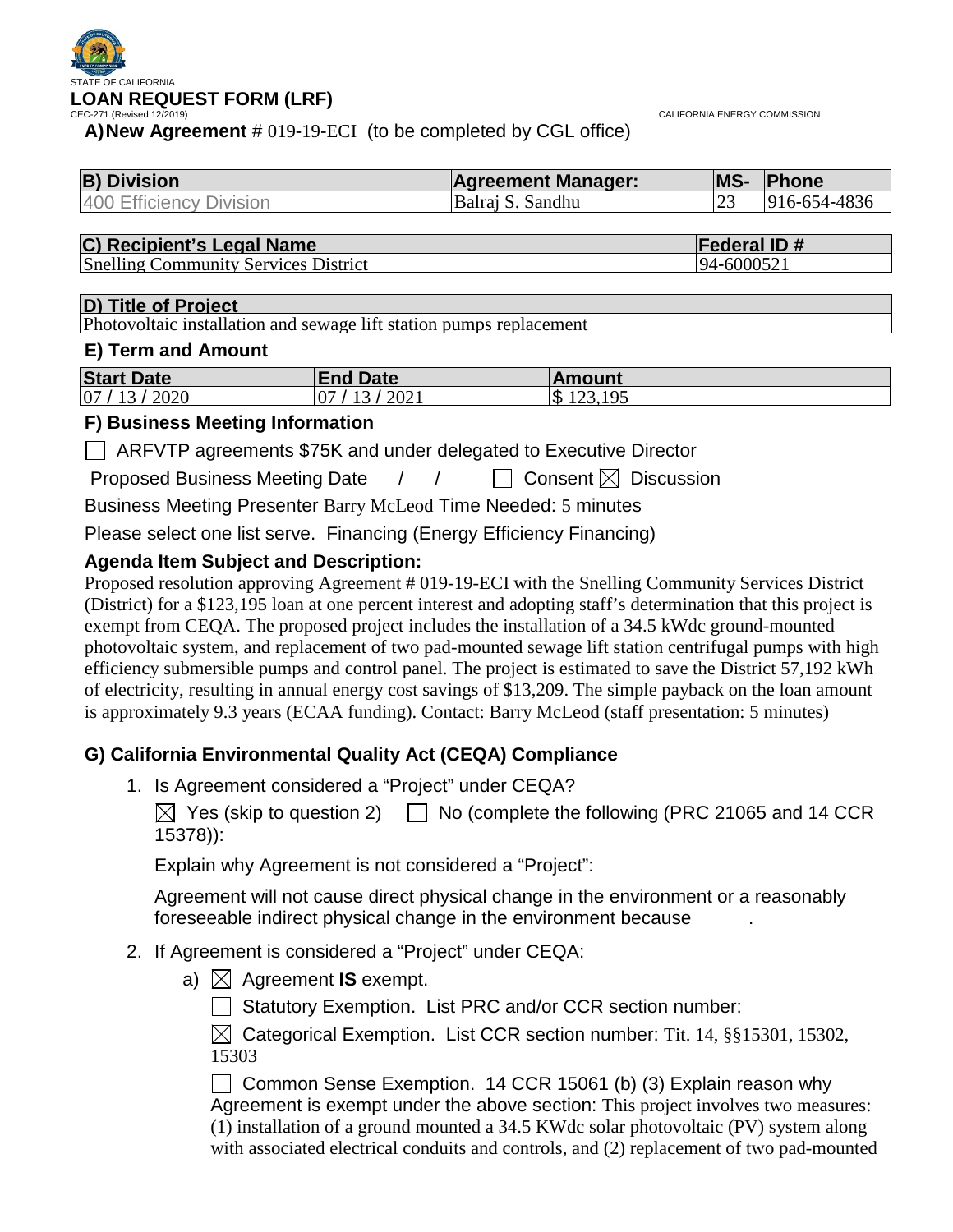STATE OF CALIFORNIA

# LOAN REQUEST FORM (LRF)

CEC-271 (Revised 12/2019) CALIFORNIA ENERGY COMMISSION

**A) New Agreement** # 019-19-ECI (to be completed by CGL office)

| B) Division | Agreement Manager: | MS- | Phone |
|---|---|---|---|
| 400 Efficiency Division | Balraj S. Sandhu | 23 | 916-654-4836 |

| C) Recipient's Legal Name | Federal ID # |
|---|---|
| Snelling Community Services District | 94-6000521 |

| D) Title of Project |
|---|
| Photovoltaic installation and sewage lift station pumps replacement |

## E) Term and Amount

| Start Date | End Date | Amount |
|---|---|---|
| 07 / 13 / 2020 | 07 / 13 / 2021 | $ 123,195 |

## F) Business Meeting Information

☐ ARFVTP agreements $75K and under delegated to Executive Director

Proposed Business Meeting Date / / ☐ Consent ☒ Discussion

Business Meeting Presenter Barry McLeod Time Needed: 5 minutes

Please select one list serve. Financing (Energy Efficiency Financing)

### Agenda Item Subject and Description:

Proposed resolution approving Agreement # 019-19-ECI with the Snelling Community Services District (District) for a $123,195 loan at one percent interest and adopting staff's determination that this project is exempt from CEQA. The proposed project includes the installation of a 34.5 kWdc ground-mounted photovoltaic system, and replacement of two pad-mounted sewage lift station centrifugal pumps with high efficiency submersible pumps and control panel. The project is estimated to save the District 57,192 kWh of electricity, resulting in annual energy cost savings of $13,209. The simple payback on the loan amount is approximately 9.3 years (ECAA funding). Contact: Barry McLeod (staff presentation: 5 minutes)

## G) California Environmental Quality Act (CEQA) Compliance

1. Is Agreement considered a "Project" under CEQA?

   ☒ Yes (skip to question 2) ☐ No (complete the following (PRC 21065 and 14 CCR 15378)):

   Explain why Agreement is not considered a "Project":

   Agreement will not cause direct physical change in the environment or a reasonably foreseeable indirect physical change in the environment because .

2. If Agreement is considered a "Project" under CEQA:

   a) ☒ Agreement **IS** exempt.

      ☐ Statutory Exemption. List PRC and/or CCR section number:

      ☒ Categorical Exemption. List CCR section number: Tit. 14, §§15301, 15302, 15303

      ☐ Common Sense Exemption. 14 CCR 15061 (b) (3) Explain reason why Agreement is exempt under the above section: This project involves two measures: (1) installation of a ground mounted a 34.5 KWdc solar photovoltaic (PV) system along with associated electrical conduits and controls, and (2) replacement of two pad-mounted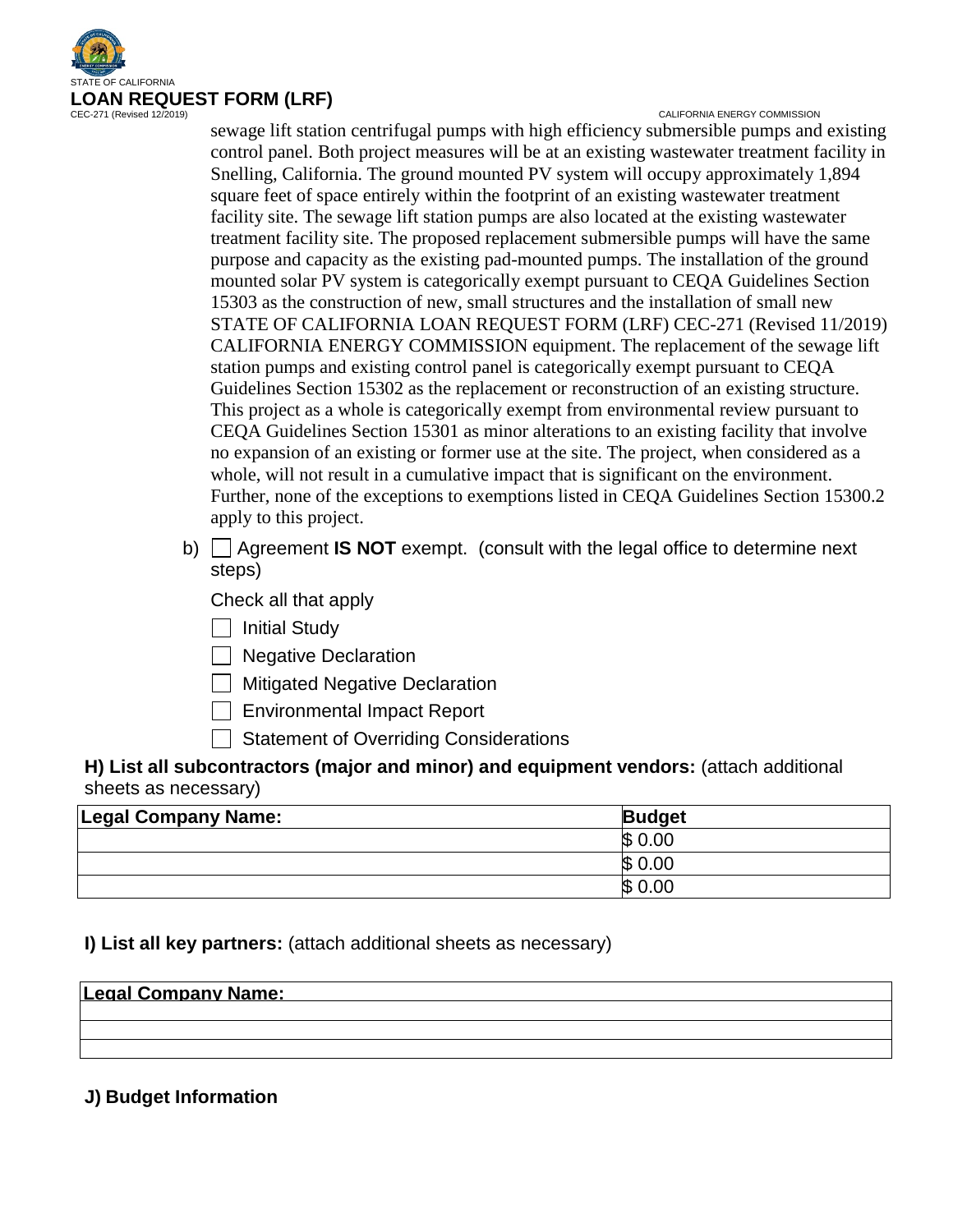sewage lift station centrifugal pumps with high efficiency submersible pumps and existing control panel. Both project measures will be at an existing wastewater treatment facility in Snelling, California. The ground mounted PV system will occupy approximately 1,894 square feet of space entirely within the footprint of an existing wastewater treatment facility site. The sewage lift station pumps are also located at the existing wastewater treatment facility site. The proposed replacement submersible pumps will have the same purpose and capacity as the existing pad-mounted pumps. The installation of the ground mounted solar PV system is categorically exempt pursuant to CEQA Guidelines Section 15303 as the construction of new, small structures and the installation of small new STATE OF CALIFORNIA LOAN REQUEST FORM (LRF) CEC-271 (Revised 11/2019) CALIFORNIA ENERGY COMMISSION equipment. The replacement of the sewage lift station pumps and existing control panel is categorically exempt pursuant to CEQA Guidelines Section 15302 as the replacement or reconstruction of an existing structure. This project as a whole is categorically exempt from environmental review pursuant to CEQA Guidelines Section 15301 as minor alterations to an existing facility that involve no expansion of an existing or former use at the site. The project, when considered as a whole, will not result in a cumulative impact that is significant on the environment. Further, none of the exceptions to exemptions listed in CEQA Guidelines Section 15300.2 apply to this project.

b) ☐ Agreement **IS NOT** exempt. (consult with the legal office to determine next steps)

Check all that apply

- ☐ Initial Study
- ☐ Negative Declaration
- ☐ Mitigated Negative Declaration
- ☐ Environmental Impact Report
- ☐ Statement of Overriding Considerations

**H) List all subcontractors (major and minor) and equipment vendors:** (attach additional sheets as necessary)

| Legal Company Name: | Budget |
|---|---|
| | $ 0.00 |
| | $ 0.00 |
| | $ 0.00 |

**I) List all key partners:** (attach additional sheets as necessary)

| Legal Company Name: |
|---|
| |
| |
| |

**J) Budget Information**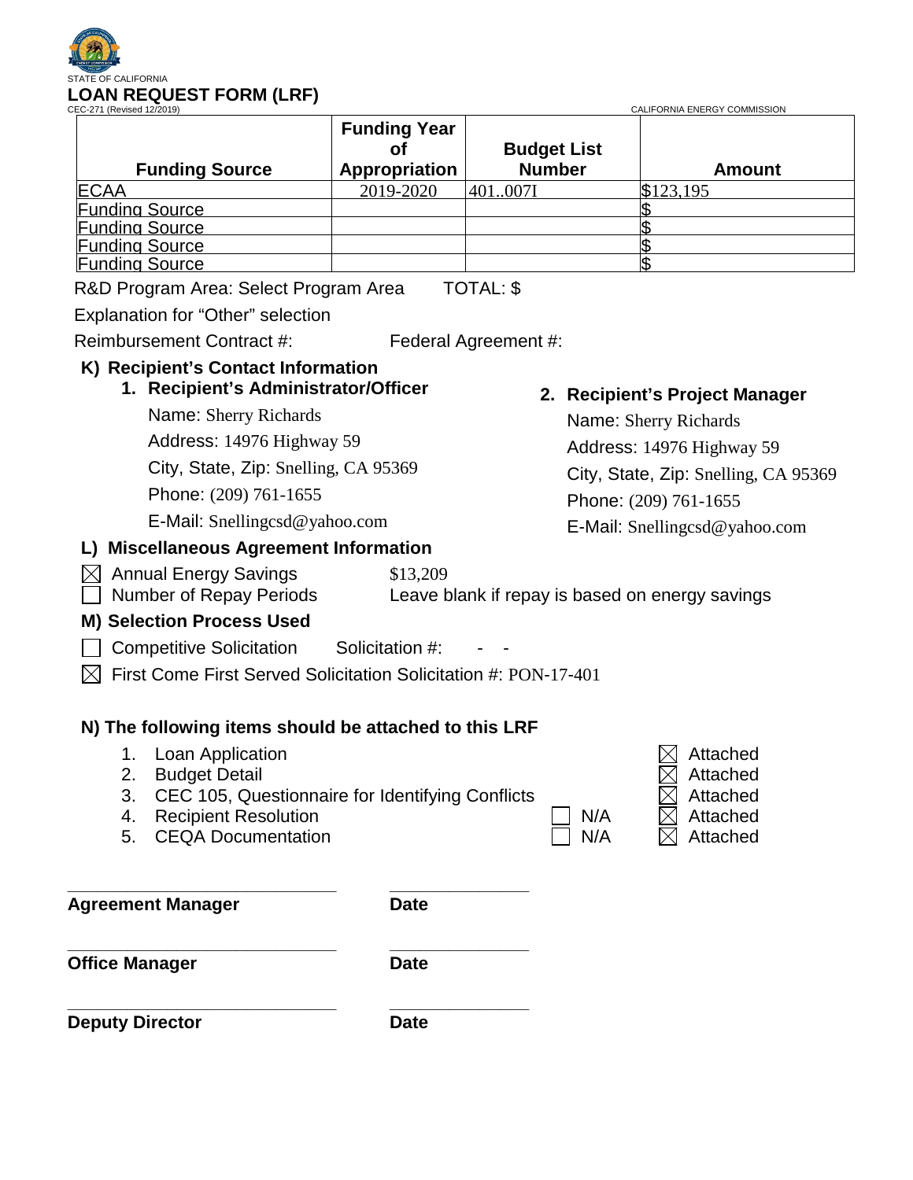STATE OF CALIFORNIA

# LOAN REQUEST FORM (LRF)

CEC-271 (Revised 12/2019)

CALIFORNIA ENERGY COMMISSION

| Funding Source | Funding Year of Appropriation | Budget List Number | Amount |
|---|---|---|---|
| ECAA | 2019-2020 | 401..007I | $123,195 |
| Funding Source | | | $ |
| Funding Source | | | $ |
| Funding Source | | | $ |
| Funding Source | | | $ |

R&D Program Area: Select Program Area TOTAL: $

Explanation for “Other” selection

Reimbursement Contract #: Federal Agreement #:

## K) Recipient’s Contact Information

### 1. Recipient’s Administrator/Officer

Name: Sherry Richards

Address: 14976 Highway 59

City, State, Zip: Snelling, CA 95369

Phone: (209) 761-1655

E-Mail: Snellingcsd@yahoo.com

### 2. Recipient’s Project Manager

Name: Sherry Richards

Address: 14976 Highway 59

City, State, Zip: Snelling, CA 95369

Phone: (209) 761-1655

E-Mail: Snellingcsd@yahoo.com

## L) Miscellaneous Agreement Information

- [x] Annual Energy Savings $13,209
- [ ] Number of Repay Periods Leave blank if repay is based on energy savings

## M) Selection Process Used

- [ ] Competitive Solicitation Solicitation #: - -
- [x] First Come First Served Solicitation Solicitation #: PON-17-401

## N) The following items should be attached to this LRF

1. Loan Application — [x] Attached
2. Budget Detail — [x] Attached
3. CEC 105, Questionnaire for Identifying Conflicts — [x] Attached
4. Recipient Resolution — [ ] N/A [x] Attached
5. CEQA Documentation — [ ] N/A [x] Attached

| | |
|---|---|
| \_\_\_\_\_\_\_\_\_\_\_\_\_\_\_\_\_\_\_\_\_\_\_\_ | \_\_\_\_\_\_\_\_\_\_\_\_ |
| **Agreement Manager** | **Date** |
| \_\_\_\_\_\_\_\_\_\_\_\_\_\_\_\_\_\_\_\_\_\_\_\_ | \_\_\_\_\_\_\_\_\_\_\_\_ |
| **Office Manager** | **Date** |
| \_\_\_\_\_\_\_\_\_\_\_\_\_\_\_\_\_\_\_\_\_\_\_\_ | \_\_\_\_\_\_\_\_\_\_\_\_ |
| **Deputy Director** | **Date** |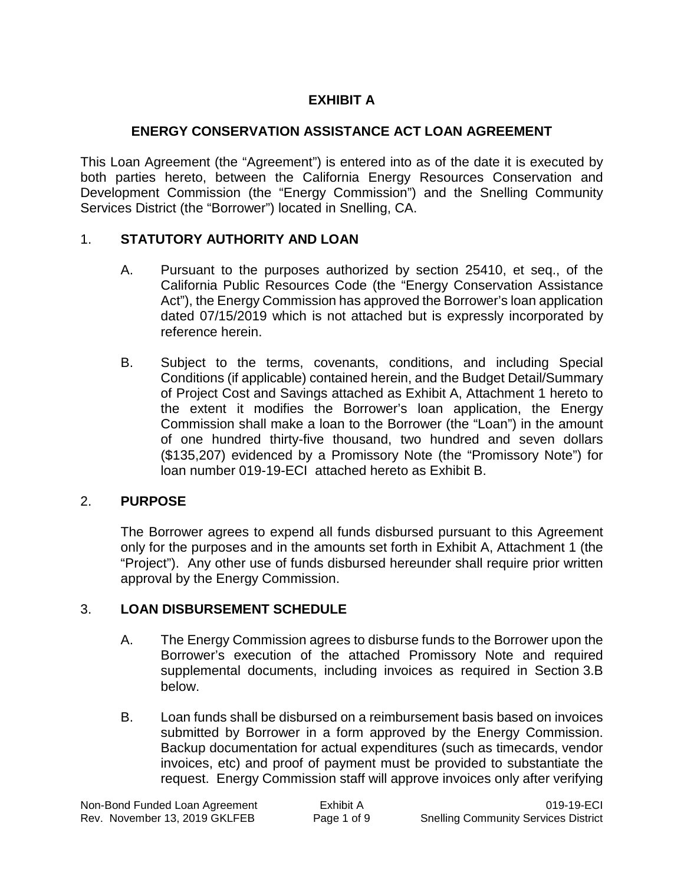# EXHIBIT A

## ENERGY CONSERVATION ASSISTANCE ACT LOAN AGREEMENT

This Loan Agreement (the "Agreement") is entered into as of the date it is executed by both parties hereto, between the California Energy Resources Conservation and Development Commission (the "Energy Commission") and the Snelling Community Services District (the "Borrower") located in Snelling, CA.

1. **STATUTORY AUTHORITY AND LOAN**

   A. Pursuant to the purposes authorized by section 25410, et seq., of the California Public Resources Code (the "Energy Conservation Assistance Act"), the Energy Commission has approved the Borrower's loan application dated 07/15/2019 which is not attached but is expressly incorporated by reference herein.

   B. Subject to the terms, covenants, conditions, and including Special Conditions (if applicable) contained herein, and the Budget Detail/Summary of Project Cost and Savings attached as Exhibit A, Attachment 1 hereto to the extent it modifies the Borrower's loan application, the Energy Commission shall make a loan to the Borrower (the "Loan") in the amount of one hundred thirty-five thousand, two hundred and seven dollars ($135,207) evidenced by a Promissory Note (the "Promissory Note") for loan number 019-19-ECI attached hereto as Exhibit B.

2. **PURPOSE**

   The Borrower agrees to expend all funds disbursed pursuant to this Agreement only for the purposes and in the amounts set forth in Exhibit A, Attachment 1 (the "Project"). Any other use of funds disbursed hereunder shall require prior written approval by the Energy Commission.

3. **LOAN DISBURSEMENT SCHEDULE**

   A. The Energy Commission agrees to disburse funds to the Borrower upon the Borrower's execution of the attached Promissory Note and required supplemental documents, including invoices as required in Section 3.B below.

   B. Loan funds shall be disbursed on a reimbursement basis based on invoices submitted by Borrower in a form approved by the Energy Commission. Backup documentation for actual expenditures (such as timecards, vendor invoices, etc) and proof of payment must be provided to substantiate the request. Energy Commission staff will approve invoices only after verifying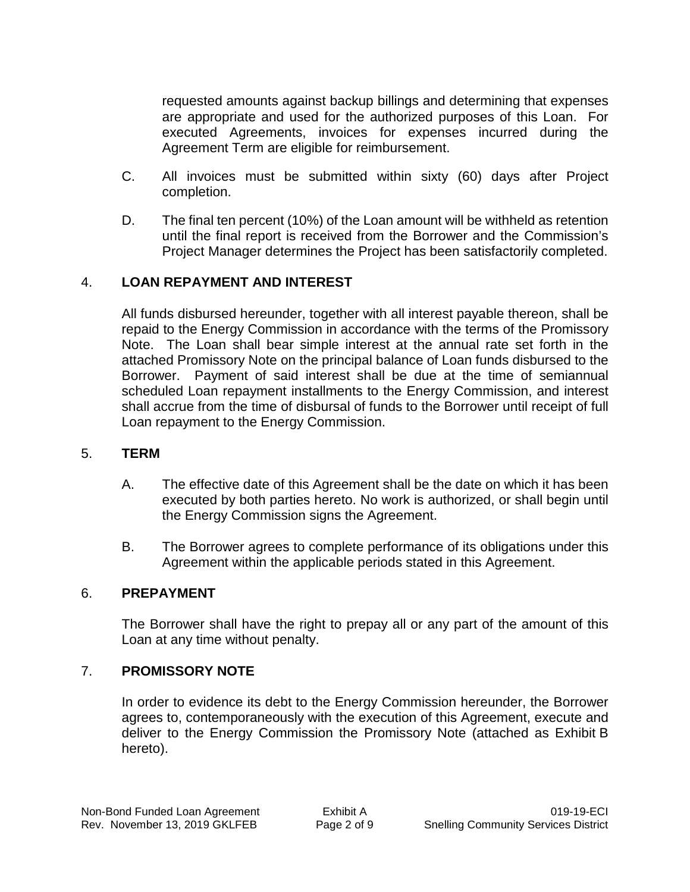requested amounts against backup billings and determining that expenses are appropriate and used for the authorized purposes of this Loan. For executed Agreements, invoices for expenses incurred during the Agreement Term are eligible for reimbursement.

C. All invoices must be submitted within sixty (60) days after Project completion.

D. The final ten percent (10%) of the Loan amount will be withheld as retention until the final report is received from the Borrower and the Commission's Project Manager determines the Project has been satisfactorily completed.

## 4. LOAN REPAYMENT AND INTEREST

All funds disbursed hereunder, together with all interest payable thereon, shall be repaid to the Energy Commission in accordance with the terms of the Promissory Note. The Loan shall bear simple interest at the annual rate set forth in the attached Promissory Note on the principal balance of Loan funds disbursed to the Borrower. Payment of said interest shall be due at the time of semiannual scheduled Loan repayment installments to the Energy Commission, and interest shall accrue from the time of disbursal of funds to the Borrower until receipt of full Loan repayment to the Energy Commission.

## 5. TERM

A. The effective date of this Agreement shall be the date on which it has been executed by both parties hereto. No work is authorized, or shall begin until the Energy Commission signs the Agreement.

B. The Borrower agrees to complete performance of its obligations under this Agreement within the applicable periods stated in this Agreement.

## 6. PREPAYMENT

The Borrower shall have the right to prepay all or any part of the amount of this Loan at any time without penalty.

## 7. PROMISSORY NOTE

In order to evidence its debt to the Energy Commission hereunder, the Borrower agrees to, contemporaneously with the execution of this Agreement, execute and deliver to the Energy Commission the Promissory Note (attached as Exhibit B hereto).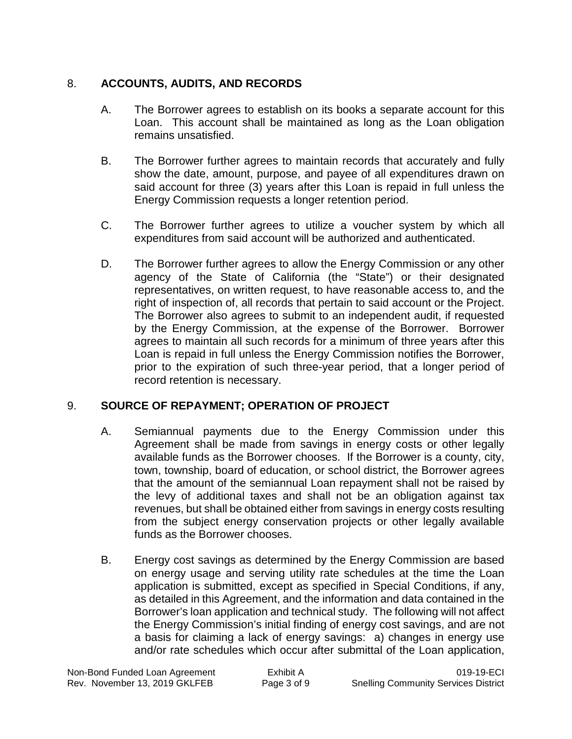## 8. **ACCOUNTS, AUDITS, AND RECORDS**

A. The Borrower agrees to establish on its books a separate account for this Loan. This account shall be maintained as long as the Loan obligation remains unsatisfied.

B. The Borrower further agrees to maintain records that accurately and fully show the date, amount, purpose, and payee of all expenditures drawn on said account for three (3) years after this Loan is repaid in full unless the Energy Commission requests a longer retention period.

C. The Borrower further agrees to utilize a voucher system by which all expenditures from said account will be authorized and authenticated.

D. The Borrower further agrees to allow the Energy Commission or any other agency of the State of California (the "State") or their designated representatives, on written request, to have reasonable access to, and the right of inspection of, all records that pertain to said account or the Project. The Borrower also agrees to submit to an independent audit, if requested by the Energy Commission, at the expense of the Borrower. Borrower agrees to maintain all such records for a minimum of three years after this Loan is repaid in full unless the Energy Commission notifies the Borrower, prior to the expiration of such three-year period, that a longer period of record retention is necessary.

## 9. **SOURCE OF REPAYMENT; OPERATION OF PROJECT**

A. Semiannual payments due to the Energy Commission under this Agreement shall be made from savings in energy costs or other legally available funds as the Borrower chooses. If the Borrower is a county, city, town, township, board of education, or school district, the Borrower agrees that the amount of the semiannual Loan repayment shall not be raised by the levy of additional taxes and shall not be an obligation against tax revenues, but shall be obtained either from savings in energy costs resulting from the subject energy conservation projects or other legally available funds as the Borrower chooses.

B. Energy cost savings as determined by the Energy Commission are based on energy usage and serving utility rate schedules at the time the Loan application is submitted, except as specified in Special Conditions, if any, as detailed in this Agreement, and the information and data contained in the Borrower's loan application and technical study. The following will not affect the Energy Commission's initial finding of energy cost savings, and are not a basis for claiming a lack of energy savings: a) changes in energy use and/or rate schedules which occur after submittal of the Loan application,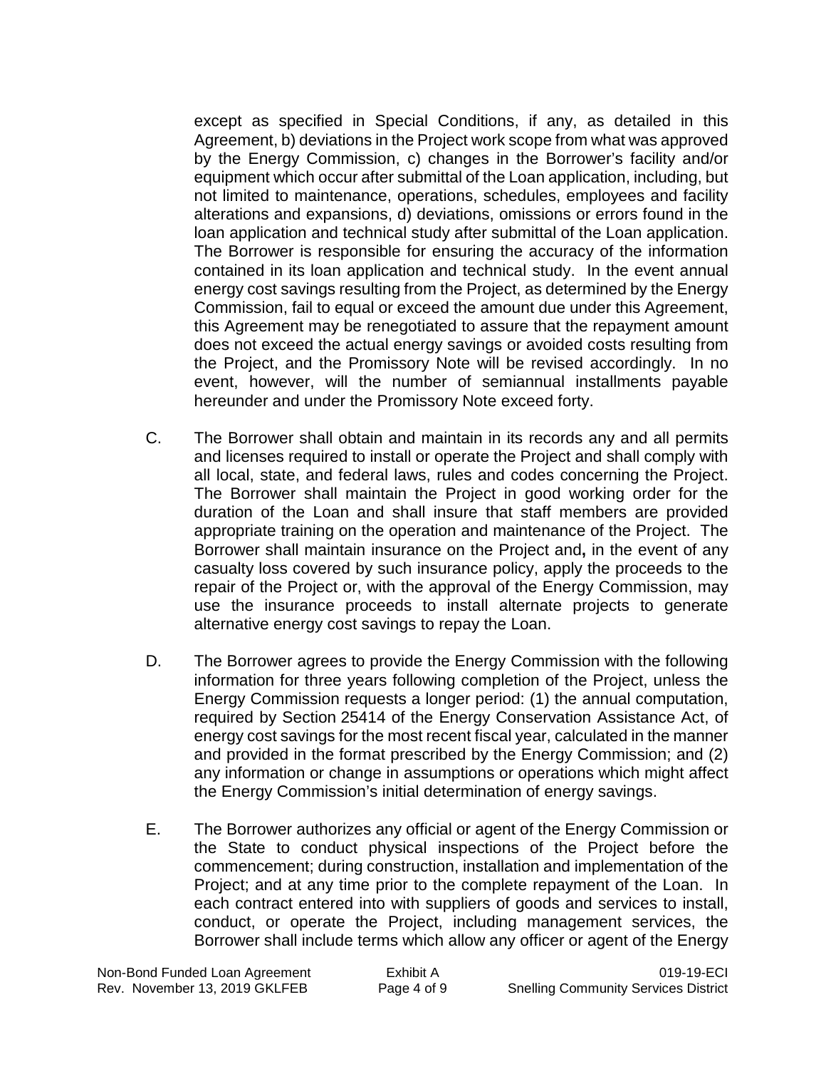except as specified in Special Conditions, if any, as detailed in this Agreement, b) deviations in the Project work scope from what was approved by the Energy Commission, c) changes in the Borrower's facility and/or equipment which occur after submittal of the Loan application, including, but not limited to maintenance, operations, schedules, employees and facility alterations and expansions, d) deviations, omissions or errors found in the loan application and technical study after submittal of the Loan application. The Borrower is responsible for ensuring the accuracy of the information contained in its loan application and technical study. In the event annual energy cost savings resulting from the Project, as determined by the Energy Commission, fail to equal or exceed the amount due under this Agreement, this Agreement may be renegotiated to assure that the repayment amount does not exceed the actual energy savings or avoided costs resulting from the Project, and the Promissory Note will be revised accordingly. In no event, however, will the number of semiannual installments payable hereunder and under the Promissory Note exceed forty.

C. The Borrower shall obtain and maintain in its records any and all permits and licenses required to install or operate the Project and shall comply with all local, state, and federal laws, rules and codes concerning the Project. The Borrower shall maintain the Project in good working order for the duration of the Loan and shall insure that staff members are provided appropriate training on the operation and maintenance of the Project. The Borrower shall maintain insurance on the Project and, in the event of any casualty loss covered by such insurance policy, apply the proceeds to the repair of the Project or, with the approval of the Energy Commission, may use the insurance proceeds to install alternate projects to generate alternative energy cost savings to repay the Loan.

D. The Borrower agrees to provide the Energy Commission with the following information for three years following completion of the Project, unless the Energy Commission requests a longer period: (1) the annual computation, required by Section 25414 of the Energy Conservation Assistance Act, of energy cost savings for the most recent fiscal year, calculated in the manner and provided in the format prescribed by the Energy Commission; and (2) any information or change in assumptions or operations which might affect the Energy Commission's initial determination of energy savings.

E. The Borrower authorizes any official or agent of the Energy Commission or the State to conduct physical inspections of the Project before the commencement; during construction, installation and implementation of the Project; and at any time prior to the complete repayment of the Loan. In each contract entered into with suppliers of goods and services to install, conduct, or operate the Project, including management services, the Borrower shall include terms which allow any officer or agent of the Energy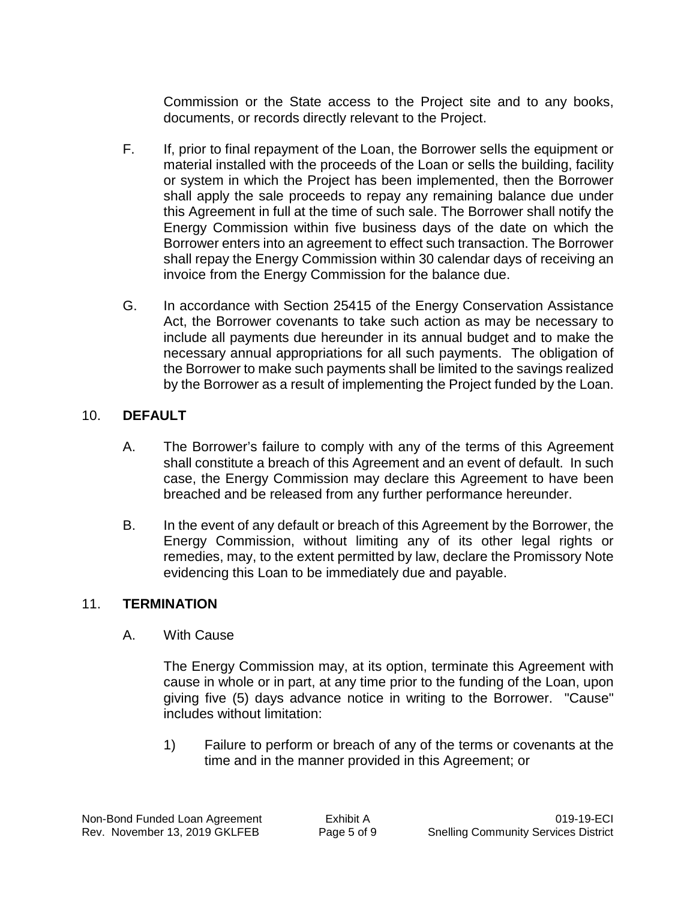Commission or the State access to the Project site and to any books, documents, or records directly relevant to the Project.

F. If, prior to final repayment of the Loan, the Borrower sells the equipment or material installed with the proceeds of the Loan or sells the building, facility or system in which the Project has been implemented, then the Borrower shall apply the sale proceeds to repay any remaining balance due under this Agreement in full at the time of such sale. The Borrower shall notify the Energy Commission within five business days of the date on which the Borrower enters into an agreement to effect such transaction. The Borrower shall repay the Energy Commission within 30 calendar days of receiving an invoice from the Energy Commission for the balance due.

G. In accordance with Section 25415 of the Energy Conservation Assistance Act, the Borrower covenants to take such action as may be necessary to include all payments due hereunder in its annual budget and to make the necessary annual appropriations for all such payments. The obligation of the Borrower to make such payments shall be limited to the savings realized by the Borrower as a result of implementing the Project funded by the Loan.

## 10. DEFAULT

A. The Borrower's failure to comply with any of the terms of this Agreement shall constitute a breach of this Agreement and an event of default. In such case, the Energy Commission may declare this Agreement to have been breached and be released from any further performance hereunder.

B. In the event of any default or breach of this Agreement by the Borrower, the Energy Commission, without limiting any of its other legal rights or remedies, may, to the extent permitted by law, declare the Promissory Note evidencing this Loan to be immediately due and payable.

## 11. TERMINATION

A. With Cause

The Energy Commission may, at its option, terminate this Agreement with cause in whole or in part, at any time prior to the funding of the Loan, upon giving five (5) days advance notice in writing to the Borrower. "Cause" includes without limitation:

1) Failure to perform or breach of any of the terms or covenants at the time and in the manner provided in this Agreement; or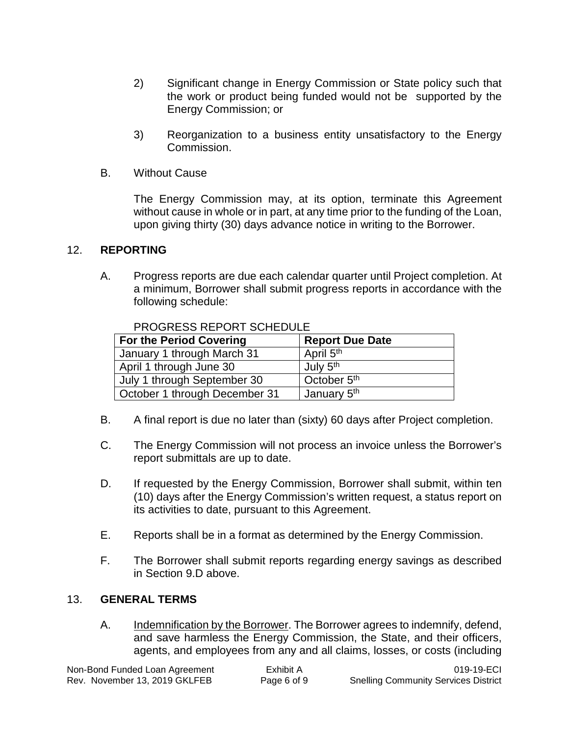2) Significant change in Energy Commission or State policy such that the work or product being funded would not be supported by the Energy Commission; or

3) Reorganization to a business entity unsatisfactory to the Energy Commission.

B. Without Cause

The Energy Commission may, at its option, terminate this Agreement without cause in whole or in part, at any time prior to the funding of the Loan, upon giving thirty (30) days advance notice in writing to the Borrower.

## 12. **REPORTING**

A. Progress reports are due each calendar quarter until Project completion. At a minimum, Borrower shall submit progress reports in accordance with the following schedule:

PROGRESS REPORT SCHEDULE

| For the Period Covering | Report Due Date |
|---|---|
| January 1 through March 31 | April 5th |
| April 1 through June 30 | July 5th |
| July 1 through September 30 | October 5th |
| October 1 through December 31 | January 5th |

B. A final report is due no later than (sixty) 60 days after Project completion.

C. The Energy Commission will not process an invoice unless the Borrower's report submittals are up to date.

D. If requested by the Energy Commission, Borrower shall submit, within ten (10) days after the Energy Commission's written request, a status report on its activities to date, pursuant to this Agreement.

E. Reports shall be in a format as determined by the Energy Commission.

F. The Borrower shall submit reports regarding energy savings as described in Section 9.D above.

## 13. **GENERAL TERMS**

A. Indemnification by the Borrower. The Borrower agrees to indemnify, defend, and save harmless the Energy Commission, the State, and their officers, agents, and employees from any and all claims, losses, or costs (including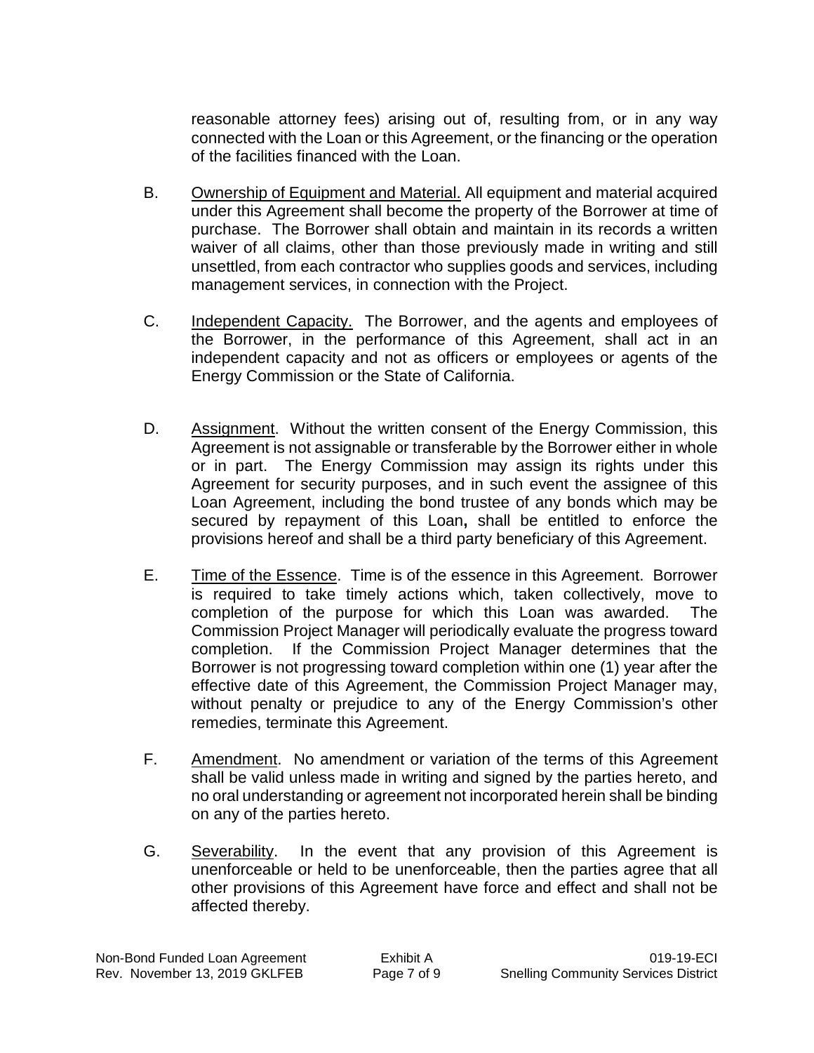reasonable attorney fees) arising out of, resulting from, or in any way connected with the Loan or this Agreement, or the financing or the operation of the facilities financed with the Loan.

B. Ownership of Equipment and Material. All equipment and material acquired under this Agreement shall become the property of the Borrower at time of purchase. The Borrower shall obtain and maintain in its records a written waiver of all claims, other than those previously made in writing and still unsettled, from each contractor who supplies goods and services, including management services, in connection with the Project.

C. Independent Capacity. The Borrower, and the agents and employees of the Borrower, in the performance of this Agreement, shall act in an independent capacity and not as officers or employees or agents of the Energy Commission or the State of California.

D. Assignment. Without the written consent of the Energy Commission, this Agreement is not assignable or transferable by the Borrower either in whole or in part. The Energy Commission may assign its rights under this Agreement for security purposes, and in such event the assignee of this Loan Agreement, including the bond trustee of any bonds which may be secured by repayment of this Loan**,** shall be entitled to enforce the provisions hereof and shall be a third party beneficiary of this Agreement.

E. Time of the Essence. Time is of the essence in this Agreement. Borrower is required to take timely actions which, taken collectively, move to completion of the purpose for which this Loan was awarded. The Commission Project Manager will periodically evaluate the progress toward completion. If the Commission Project Manager determines that the Borrower is not progressing toward completion within one (1) year after the effective date of this Agreement, the Commission Project Manager may, without penalty or prejudice to any of the Energy Commission's other remedies, terminate this Agreement.

F. Amendment. No amendment or variation of the terms of this Agreement shall be valid unless made in writing and signed by the parties hereto, and no oral understanding or agreement not incorporated herein shall be binding on any of the parties hereto.

G. Severability. In the event that any provision of this Agreement is unenforceable or held to be unenforceable, then the parties agree that all other provisions of this Agreement have force and effect and shall not be affected thereby.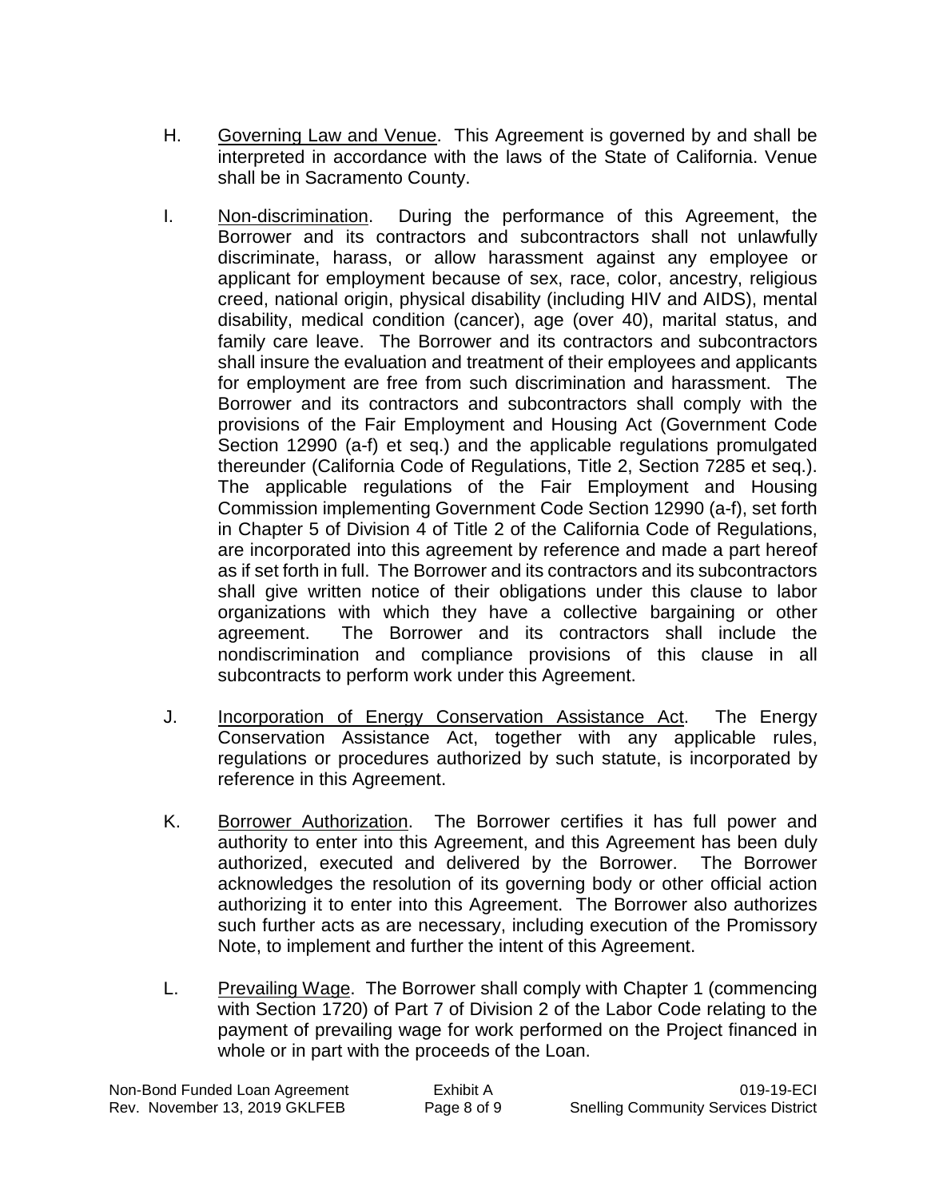H. Governing Law and Venue. This Agreement is governed by and shall be interpreted in accordance with the laws of the State of California. Venue shall be in Sacramento County.

I. Non-discrimination. During the performance of this Agreement, the Borrower and its contractors and subcontractors shall not unlawfully discriminate, harass, or allow harassment against any employee or applicant for employment because of sex, race, color, ancestry, religious creed, national origin, physical disability (including HIV and AIDS), mental disability, medical condition (cancer), age (over 40), marital status, and family care leave. The Borrower and its contractors and subcontractors shall insure the evaluation and treatment of their employees and applicants for employment are free from such discrimination and harassment. The Borrower and its contractors and subcontractors shall comply with the provisions of the Fair Employment and Housing Act (Government Code Section 12990 (a-f) et seq.) and the applicable regulations promulgated thereunder (California Code of Regulations, Title 2, Section 7285 et seq.). The applicable regulations of the Fair Employment and Housing Commission implementing Government Code Section 12990 (a-f), set forth in Chapter 5 of Division 4 of Title 2 of the California Code of Regulations, are incorporated into this agreement by reference and made a part hereof as if set forth in full. The Borrower and its contractors and its subcontractors shall give written notice of their obligations under this clause to labor organizations with which they have a collective bargaining or other agreement. The Borrower and its contractors shall include the nondiscrimination and compliance provisions of this clause in all subcontracts to perform work under this Agreement.

J. Incorporation of Energy Conservation Assistance Act. The Energy Conservation Assistance Act, together with any applicable rules, regulations or procedures authorized by such statute, is incorporated by reference in this Agreement.

K. Borrower Authorization. The Borrower certifies it has full power and authority to enter into this Agreement, and this Agreement has been duly authorized, executed and delivered by the Borrower. The Borrower acknowledges the resolution of its governing body or other official action authorizing it to enter into this Agreement. The Borrower also authorizes such further acts as are necessary, including execution of the Promissory Note, to implement and further the intent of this Agreement.

L. Prevailing Wage. The Borrower shall comply with Chapter 1 (commencing with Section 1720) of Part 7 of Division 2 of the Labor Code relating to the payment of prevailing wage for work performed on the Project financed in whole or in part with the proceeds of the Loan.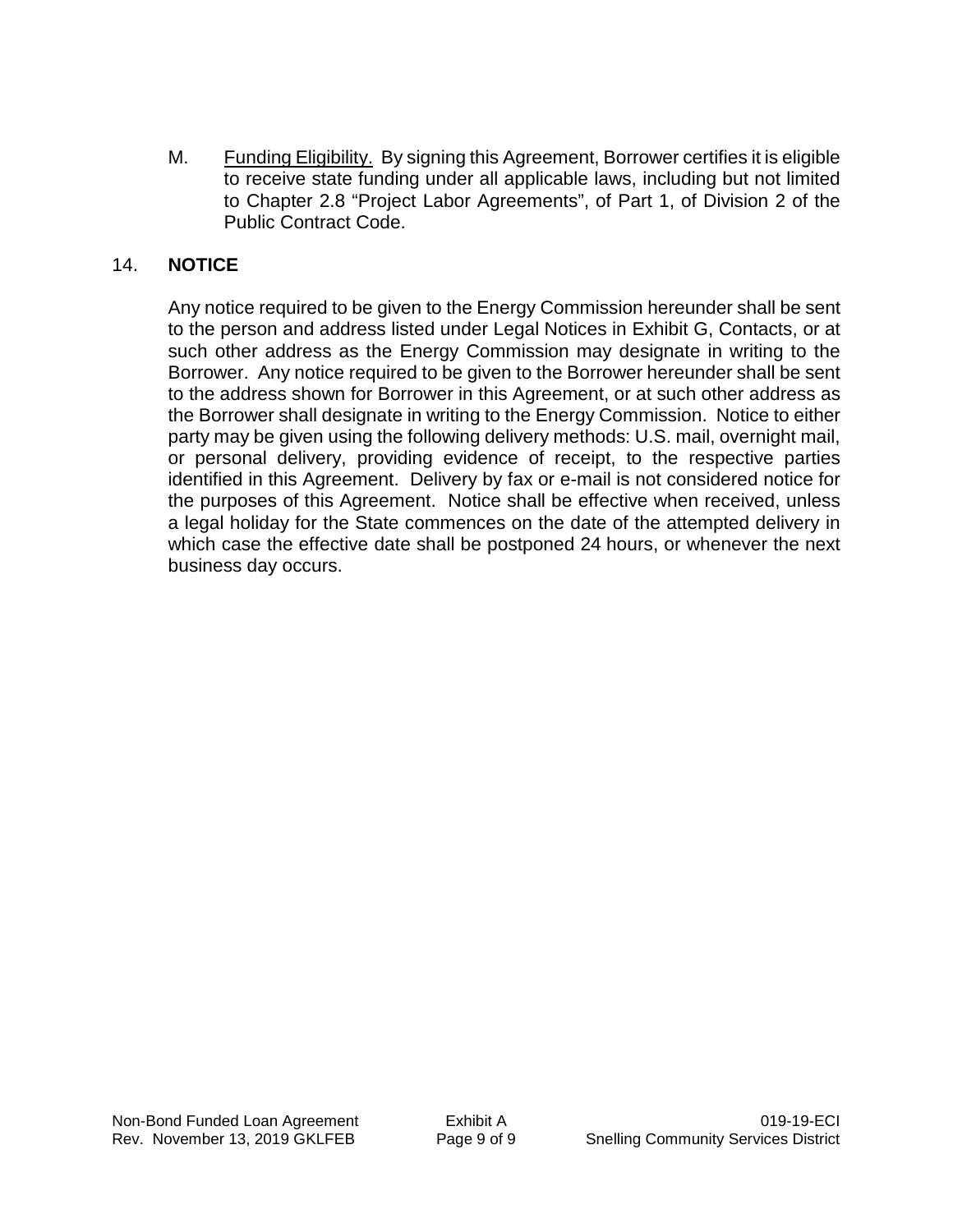M. Funding Eligibility. By signing this Agreement, Borrower certifies it is eligible to receive state funding under all applicable laws, including but not limited to Chapter 2.8 "Project Labor Agreements", of Part 1, of Division 2 of the Public Contract Code.

## 14. NOTICE

Any notice required to be given to the Energy Commission hereunder shall be sent to the person and address listed under Legal Notices in Exhibit G, Contacts, or at such other address as the Energy Commission may designate in writing to the Borrower. Any notice required to be given to the Borrower hereunder shall be sent to the address shown for Borrower in this Agreement, or at such other address as the Borrower shall designate in writing to the Energy Commission. Notice to either party may be given using the following delivery methods: U.S. mail, overnight mail, or personal delivery, providing evidence of receipt, to the respective parties identified in this Agreement. Delivery by fax or e-mail is not considered notice for the purposes of this Agreement. Notice shall be effective when received, unless a legal holiday for the State commences on the date of the attempted delivery in which case the effective date shall be postponed 24 hours, or whenever the next business day occurs.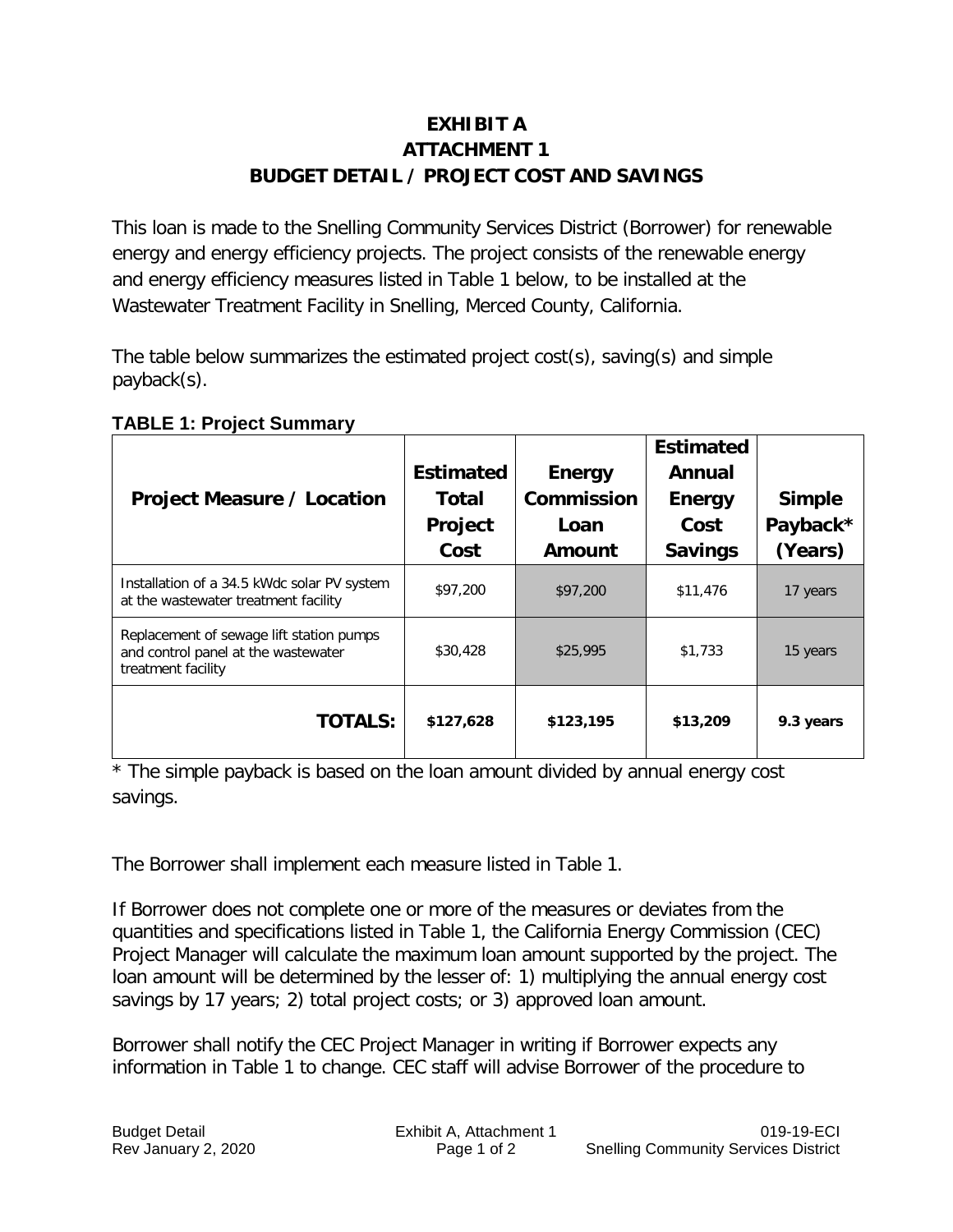# EXHIBIT A
# ATTACHMENT 1
# BUDGET DETAIL / PROJECT COST AND SAVINGS

This loan is made to the Snelling Community Services District (Borrower) for renewable energy and energy efficiency projects. The project consists of the renewable energy and energy efficiency measures listed in Table 1 below, to be installed at the Wastewater Treatment Facility in Snelling, Merced County, California.

The table below summarizes the estimated project cost(s), saving(s) and simple payback(s).

**TABLE 1: Project Summary**

| Project Measure / Location | Estimated Total Project Cost | Energy Commission Loan Amount | Estimated Annual Energy Cost Savings | Simple Payback* (Years) |
|---|---|---|---|---|
| Installation of a 34.5 kWdc solar PV system at the wastewater treatment facility | $97,200 | $97,200 | $11,476 | 17 years |
| Replacement of sewage lift station pumps and control panel at the wastewater treatment facility | $30,428 | $25,995 | $1,733 | 15 years |
| **TOTALS:** | **$127,628** | **$123,195** | **$13,209** | **9.3 years** |

* The simple payback is based on the loan amount divided by annual energy cost savings.

The Borrower shall implement each measure listed in Table 1.

If Borrower does not complete one or more of the measures or deviates from the quantities and specifications listed in Table 1, the California Energy Commission (CEC) Project Manager will calculate the maximum loan amount supported by the project. The loan amount will be determined by the lesser of: 1) multiplying the annual energy cost savings by 17 years; 2) total project costs; or 3) approved loan amount.

Borrower shall notify the CEC Project Manager in writing if Borrower expects any information in Table 1 to change. CEC staff will advise Borrower of the procedure to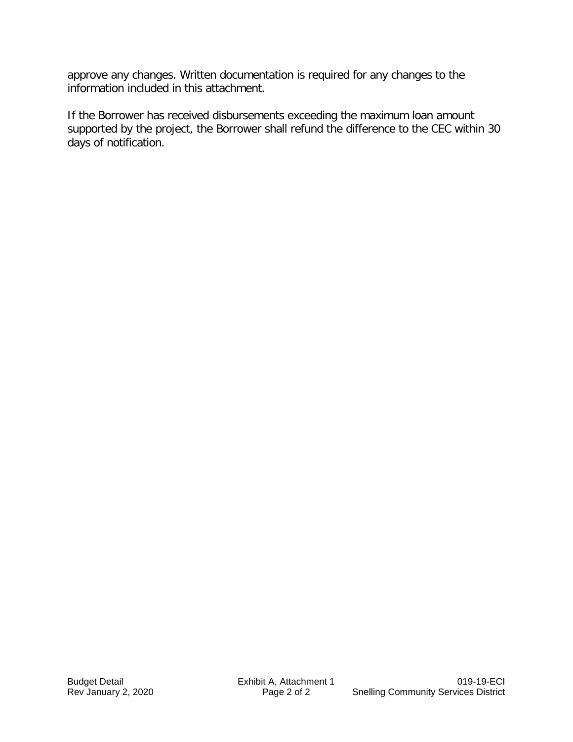approve any changes. Written documentation is required for any changes to the information included in this attachment.

If the Borrower has received disbursements exceeding the maximum loan amount supported by the project, the Borrower shall refund the difference to the CEC within 30 days of notification.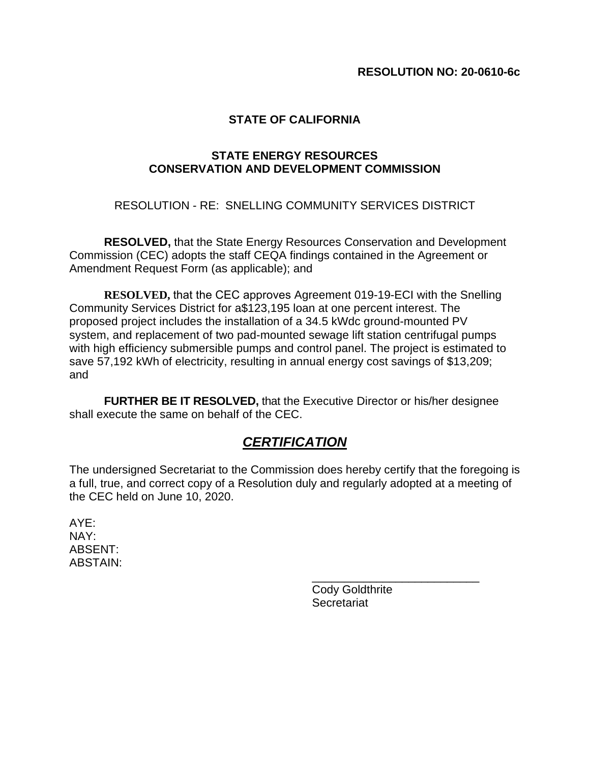**RESOLUTION NO: 20-0610-6c**

**STATE OF CALIFORNIA**

**STATE ENERGY RESOURCES**
**CONSERVATION AND DEVELOPMENT COMMISSION**

RESOLUTION - RE: SNELLING COMMUNITY SERVICES DISTRICT

**RESOLVED,** that the State Energy Resources Conservation and Development Commission (CEC) adopts the staff CEQA findings contained in the Agreement or Amendment Request Form (as applicable); and

**RESOLVED,** that the CEC approves Agreement 019-19-ECI with the Snelling Community Services District for a$123,195 loan at one percent interest. The proposed project includes the installation of a 34.5 kWdc ground-mounted PV system, and replacement of two pad-mounted sewage lift station centrifugal pumps with high efficiency submersible pumps and control panel. The project is estimated to save 57,192 kWh of electricity, resulting in annual energy cost savings of $13,209; and

**FURTHER BE IT RESOLVED,** that the Executive Director or his/her designee shall execute the same on behalf of the CEC.

## ***CERTIFICATION***

The undersigned Secretariat to the Commission does hereby certify that the foregoing is a full, true, and correct copy of a Resolution duly and regularly adopted at a meeting of the CEC held on June 10, 2020.

AYE:
NAY:
ABSENT:
ABSTAIN:

___________________________
Cody Goldthrite
Secretariat